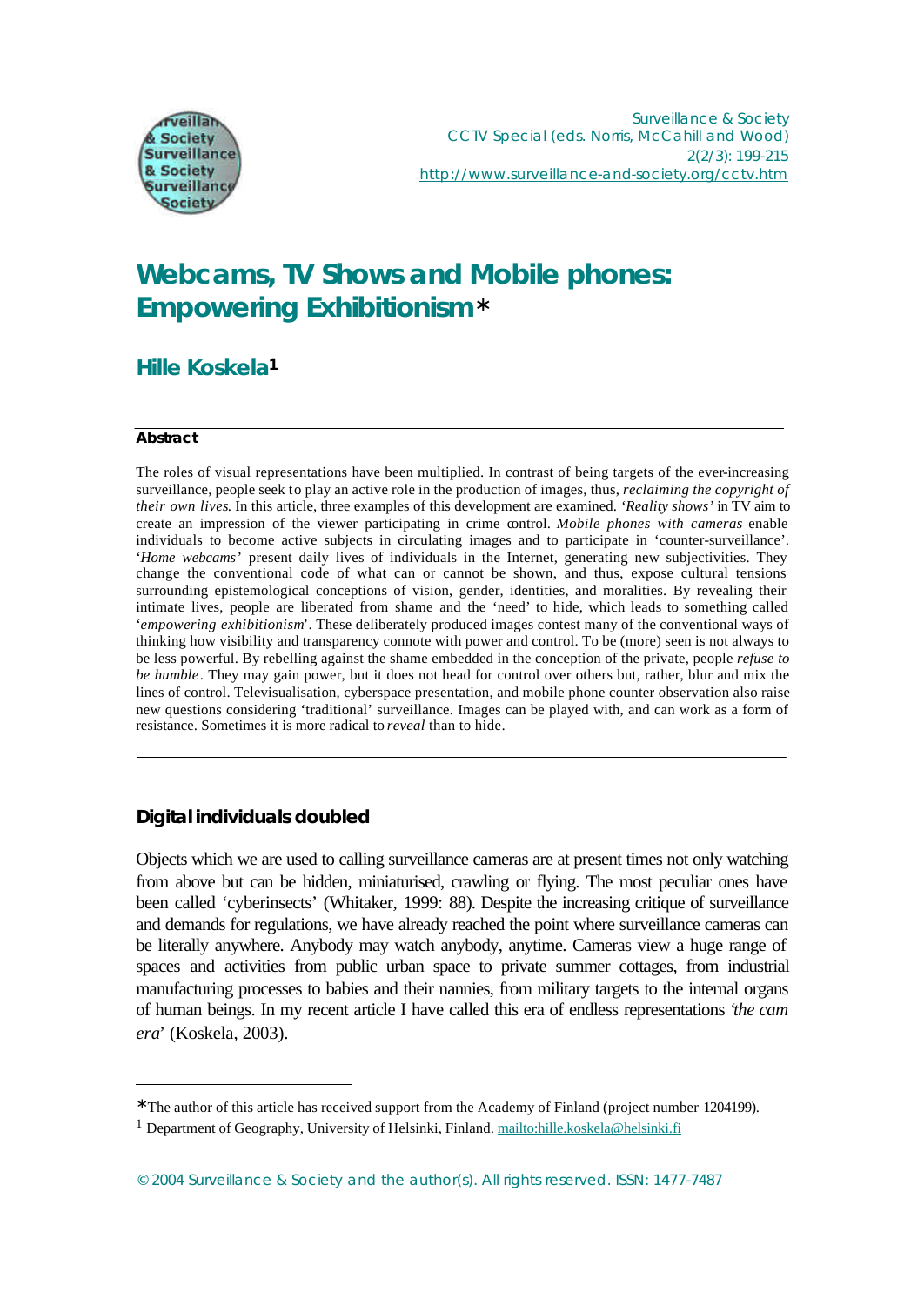# Webcams, TV Shows and Mobile phones: Empowering Exhibitionism*

## Hille Koskela[1]

#### Abstract

The roles of visual representations have been multiplied. In contrast of being targets of the ever-increasing surveillance, people seek to play an active role in the production of images, thus, *reclaiming the copyright of their own lives*. In this article, three examples of this development are examined. '*Reality shows'* in TV aim to create an impression of the viewer participating in crime control. *Mobile phones with cameras* enable individuals to become active subjects in circulating images and to participate in 'counter-surveillance'. '*Home webcams'* present daily lives of individuals in the Internet, generating new subjectivities. They change the conventional code of what can or cannot be shown, and thus, expose cultural tensions surrounding epistemological conceptions of vision, gender, identities, and moralities. By revealing their intimate lives, people are liberated from shame and the 'need' to hide, which leads to something called '*empowering exhibitionism*'. These deliberately produced images contest many of the conventional ways of thinking how visibility and transparency connote with power and control. To be (more) seen is not always to be less powerful. By rebelling against the shame embedded in the conception of the private, people *refuse to be humble*. They may gain power, but it does not head for control over others but, rather, blur and mix the lines of control. Televisualisation, cyberspace presentation, and mobile phone counter observation also raise new questions considering 'traditional' surveillance. Images can be played with, and can work as a form of resistance. Sometimes it is more radical to *reveal* than to hide.

### Digital individuals doubled

Objects which we are used to calling surveillance cameras are at present times not only watching from above but can be hidden, miniaturised, crawling or flying. The most peculiar ones have been called 'cyberinsects' (Whitaker, 1999: 88). Despite the increasing critique of surveillance and demands for regulations, we have already reached the point where surveillance cameras can be literally anywhere. Anybody may watch anybody, anytime. Cameras view a huge range of spaces and activities from public urban space to private summer cottages, from industrial manufacturing processes to babies and their nannies, from military targets to the internal organs of human beings. In my recent article I have called this era of endless representations '*the cam era*' (Koskela, 2003).

---

* The author of this article has received support from the Academy of Finland (project number 1204199).

[1] Department of Geography, University of Helsinki, Finland. mailto:hille.koskela@helsinki.fi

© 2004 Surveillance & Society and the author(s). All rights reserved. ISSN: 1477-7487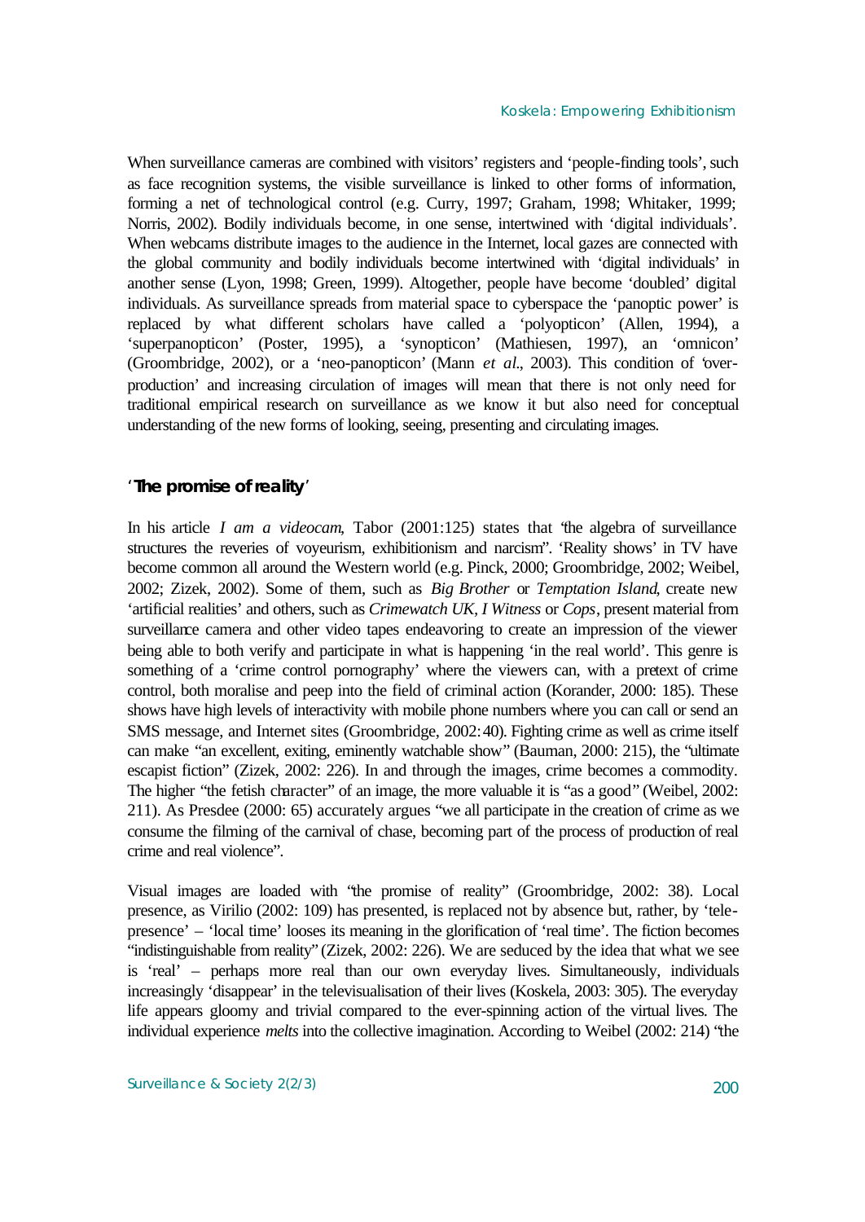When surveillance cameras are combined with visitors' registers and 'people-finding tools', such as face recognition systems, the visible surveillance is linked to other forms of information, forming a net of technological control (e.g. Curry, 1997; Graham, 1998; Whitaker, 1999; Norris, 2002). Bodily individuals become, in one sense, intertwined with 'digital individuals'. When webcams distribute images to the audience in the Internet, local gazes are connected with the global community and bodily individuals become intertwined with 'digital individuals' in another sense (Lyon, 1998; Green, 1999). Altogether, people have become 'doubled' digital individuals. As surveillance spreads from material space to cyberspace the 'panoptic power' is replaced by what different scholars have called a 'polyopticon' (Allen, 1994), a 'superpanopticon' (Poster, 1995), a 'synopticon' (Mathiesen, 1997), an 'omnicon' (Groombridge, 2002), or a 'neo-panopticon' (Mann *et al*., 2003). This condition of 'over-production' and increasing circulation of images will mean that there is not only need for traditional empirical research on surveillance as we know it but also need for conceptual understanding of the new forms of looking, seeing, presenting and circulating images.

## '**The promise of reality**'

In his article *I am a videocam*, Tabor (2001:125) states that "the algebra of surveillance structures the reveries of voyeurism, exhibitionism and narcism". 'Reality shows' in TV have become common all around the Western world (e.g. Pinck, 2000; Groombridge, 2002; Weibel, 2002; Zizek, 2002). Some of them, such as *Big Brother* or *Temptation Island*, create new 'artificial realities' and others, such as *Crimewatch UK*, *I Witness* or *Cops*, present material from surveillance camera and other video tapes endeavoring to create an impression of the viewer being able to both verify and participate in what is happening 'in the real world'. This genre is something of a 'crime control pornography' where the viewers can, with a pretext of crime control, both moralise and peep into the field of criminal action (Korander, 2000: 185). These shows have high levels of interactivity with mobile phone numbers where you can call or send an SMS message, and Internet sites (Groombridge, 2002:40). Fighting crime as well as crime itself can make "an excellent, exiting, eminently watchable show" (Bauman, 2000: 215), the "ultimate escapist fiction" (Zizek, 2002: 226). In and through the images, crime becomes a commodity. The higher "the fetish character" of an image, the more valuable it is "as a good" (Weibel, 2002: 211). As Presdee (2000: 65) accurately argues "we all participate in the creation of crime as we consume the filming of the carnival of chase, becoming part of the process of production of real crime and real violence".

Visual images are loaded with "the promise of reality" (Groombridge, 2002: 38). Local presence, as Virilio (2002: 109) has presented, is replaced not by absence but, rather, by 'tele-presence' – 'local time' looses its meaning in the glorification of 'real time'. The fiction becomes "indistinguishable from reality" (Zizek, 2002: 226). We are seduced by the idea that what we see is 'real' – perhaps more real than our own everyday lives. Simultaneously, individuals increasingly 'disappear' in the televisualisation of their lives (Koskela, 2003: 305). The everyday life appears gloomy and trivial compared to the ever-spinning action of the virtual lives. The individual experience *melts* into the collective imagination. According to Weibel (2002: 214) "the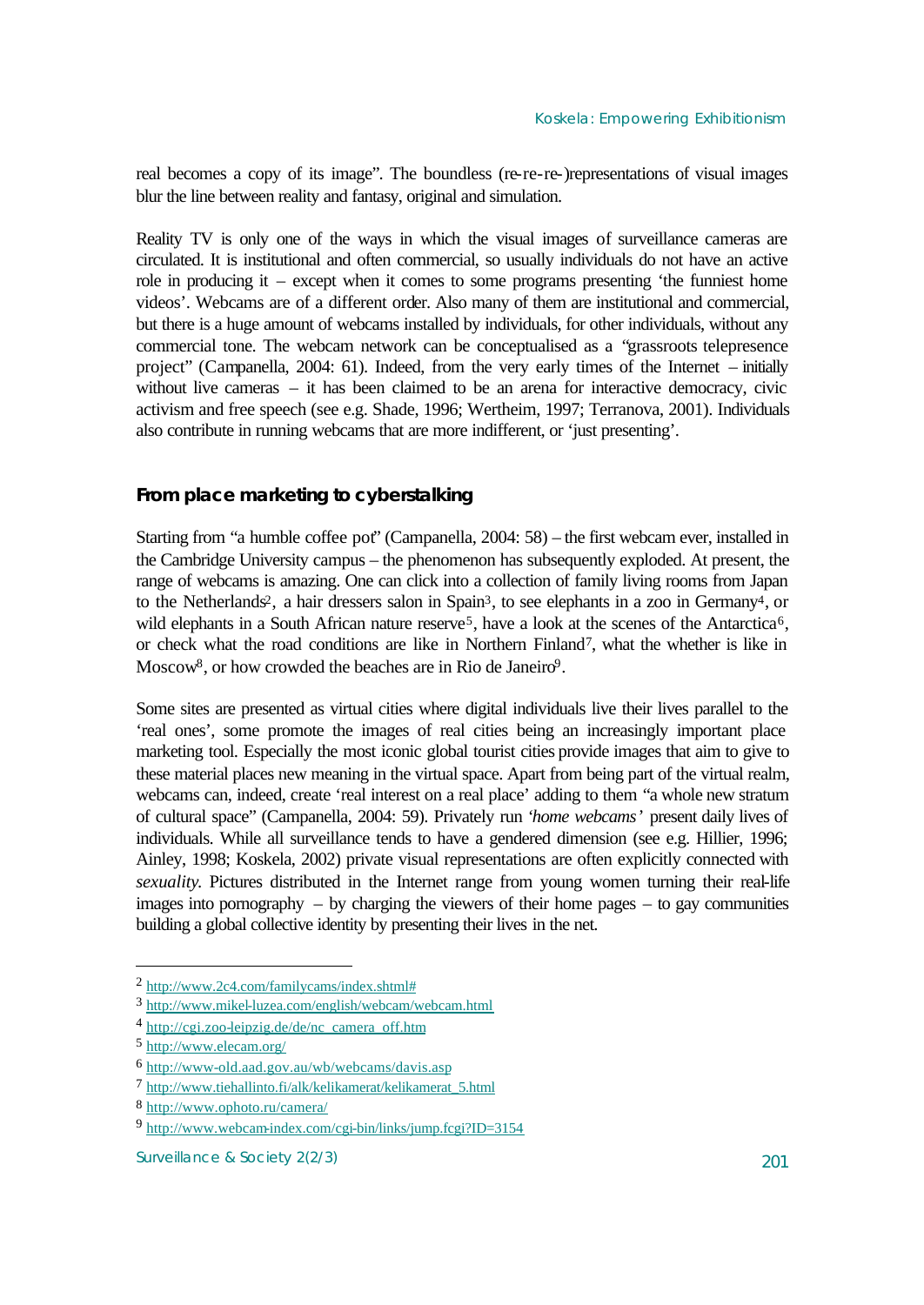real becomes a copy of its image". The boundless (re-re-re-)representations of visual images blur the line between reality and fantasy, original and simulation.

Reality TV is only one of the ways in which the visual images of surveillance cameras are circulated. It is institutional and often commercial, so usually individuals do not have an active role in producing it – except when it comes to some programs presenting 'the funniest home videos'. Webcams are of a different order. Also many of them are institutional and commercial, but there is a huge amount of webcams installed by individuals, for other individuals, without any commercial tone. The webcam network can be conceptualised as a "grassroots telepresence project" (Campanella, 2004: 61). Indeed, from the very early times of the Internet – initially without live cameras – it has been claimed to be an arena for interactive democracy, civic activism and free speech (see e.g. Shade, 1996; Wertheim, 1997; Terranova, 2001). Individuals also contribute in running webcams that are more indifferent, or 'just presenting'.

## From place marketing to cyberstalking

Starting from "a humble coffee pot" (Campanella, 2004: 58) – the first webcam ever, installed in the Cambridge University campus – the phenomenon has subsequently exploded. At present, the range of webcams is amazing. One can click into a collection of family living rooms from Japan to the Netherlands[2], a hair dressers salon in Spain[3], to see elephants in a zoo in Germany[4], or wild elephants in a South African nature reserve[5], have a look at the scenes of the Antarctica[6], or check what the road conditions are like in Northern Finland[7], what the whether is like in Moscow[8], or how crowded the beaches are in Rio de Janeiro[9].

Some sites are presented as virtual cities where digital individuals live their lives parallel to the 'real ones', some promote the images of real cities being an increasingly important place marketing tool. Especially the most iconic global tourist cities provide images that aim to give to these material places new meaning in the virtual space. Apart from being part of the virtual realm, webcams can, indeed, create 'real interest on a real place' adding to them "a whole new stratum of cultural space" (Campanella, 2004: 59). Privately run *'home webcams'* present daily lives of individuals. While all surveillance tends to have a gendered dimension (see e.g. Hillier, 1996; Ainley, 1998; Koskela, 2002) private visual representations are often explicitly connected with *sexuality*. Pictures distributed in the Internet range from young women turning their real-life images into pornography – by charging the viewers of their home pages – to gay communities building a global collective identity by presenting their lives in the net.

---

2 http://www.2c4.com/familycams/index.shtml#

3 http://www.mikel-luzea.com/english/webcam/webcam.html

4 http://cgi.zoo-leipzig.de/de/nc_camera_off.htm

5 http://www.elecam.org/

6 http://www-old.aad.gov.au/wb/webcams/davis.asp

7 http://www.tiehallinto.fi/alk/kelikamerat/kelikamerat_5.html

8 http://www.ophoto.ru/camera/

9 http://www.webcam-index.com/cgi-bin/links/jump.fcgi?ID=3154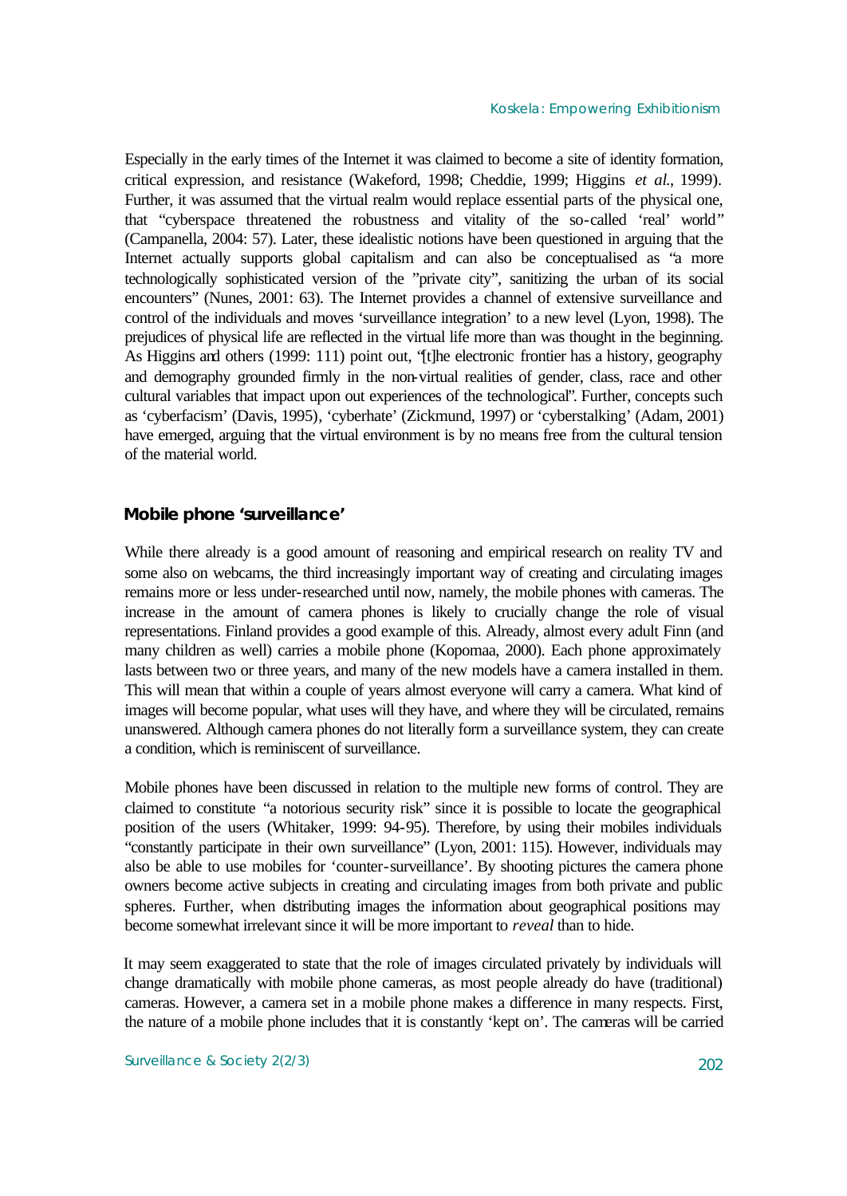Especially in the early times of the Internet it was claimed to become a site of identity formation, critical expression, and resistance (Wakeford, 1998; Cheddie, 1999; Higgins *et al.*, 1999). Further, it was assumed that the virtual realm would replace essential parts of the physical one, that "cyberspace threatened the robustness and vitality of the so-called 'real' world" (Campanella, 2004: 57). Later, these idealistic notions have been questioned in arguing that the Internet actually supports global capitalism and can also be conceptualised as "a more technologically sophisticated version of the "private city", sanitizing the urban of its social encounters" (Nunes, 2001: 63). The Internet provides a channel of extensive surveillance and control of the individuals and moves 'surveillance integration' to a new level (Lyon, 1998). The prejudices of physical life are reflected in the virtual life more than was thought in the beginning. As Higgins and others (1999: 111) point out, "[t]he electronic frontier has a history, geography and demography grounded firmly in the non-virtual realities of gender, class, race and other cultural variables that impact upon out experiences of the technological". Further, concepts such as 'cyberfacism' (Davis, 1995), 'cyberhate' (Zickmund, 1997) or 'cyberstalking' (Adam, 2001) have emerged, arguing that the virtual environment is by no means free from the cultural tension of the material world.

## Mobile phone 'surveillance'

While there already is a good amount of reasoning and empirical research on reality TV and some also on webcams, the third increasingly important way of creating and circulating images remains more or less under-researched until now, namely, the mobile phones with cameras. The increase in the amount of camera phones is likely to crucially change the role of visual representations. Finland provides a good example of this. Already, almost every adult Finn (and many children as well) carries a mobile phone (Kopomaa, 2000). Each phone approximately lasts between two or three years, and many of the new models have a camera installed in them. This will mean that within a couple of years almost everyone will carry a camera. What kind of images will become popular, what uses will they have, and where they will be circulated, remains unanswered. Although camera phones do not literally form a surveillance system, they can create a condition, which is reminiscent of surveillance.

Mobile phones have been discussed in relation to the multiple new forms of control. They are claimed to constitute "a notorious security risk" since it is possible to locate the geographical position of the users (Whitaker, 1999: 94-95). Therefore, by using their mobiles individuals "constantly participate in their own surveillance" (Lyon, 2001: 115). However, individuals may also be able to use mobiles for 'counter-surveillance'. By shooting pictures the camera phone owners become active subjects in creating and circulating images from both private and public spheres. Further, when distributing images the information about geographical positions may become somewhat irrelevant since it will be more important to *reveal* than to hide.

It may seem exaggerated to state that the role of images circulated privately by individuals will change dramatically with mobile phone cameras, as most people already do have (traditional) cameras. However, a camera set in a mobile phone makes a difference in many respects. First, the nature of a mobile phone includes that it is constantly 'kept on'. The cameras will be carried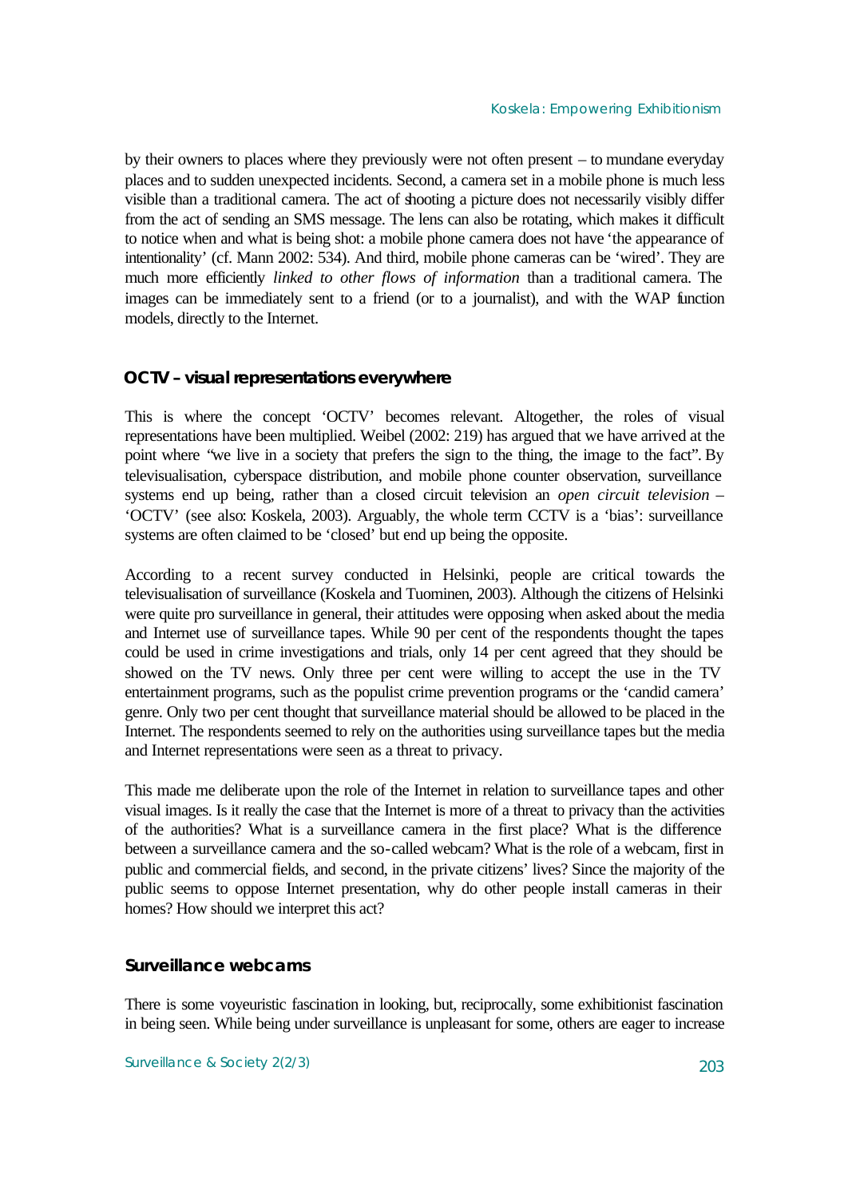by their owners to places where they previously were not often present – to mundane everyday places and to sudden unexpected incidents. Second, a camera set in a mobile phone is much less visible than a traditional camera. The act of shooting a picture does not necessarily visibly differ from the act of sending an SMS message. The lens can also be rotating, which makes it difficult to notice when and what is being shot: a mobile phone camera does not have 'the appearance of intentionality' (cf. Mann 2002: 534). And third, mobile phone cameras can be 'wired'. They are much more efficiently *linked to other flows of information* than a traditional camera. The images can be immediately sent to a friend (or to a journalist), and with the WAP function models, directly to the Internet.

## OCTV – visual representations everywhere

This is where the concept 'OCTV' becomes relevant. Altogether, the roles of visual representations have been multiplied. Weibel (2002: 219) has argued that we have arrived at the point where "we live in a society that prefers the sign to the thing, the image to the fact". By televisualisation, cyberspace distribution, and mobile phone counter observation, surveillance systems end up being, rather than a closed circuit television an *open circuit television* – 'OCTV' (see also: Koskela, 2003). Arguably, the whole term CCTV is a 'bias': surveillance systems are often claimed to be 'closed' but end up being the opposite.

According to a recent survey conducted in Helsinki, people are critical towards the televisualisation of surveillance (Koskela and Tuominen, 2003). Although the citizens of Helsinki were quite pro surveillance in general, their attitudes were opposing when asked about the media and Internet use of surveillance tapes. While 90 per cent of the respondents thought the tapes could be used in crime investigations and trials, only 14 per cent agreed that they should be showed on the TV news. Only three per cent were willing to accept the use in the TV entertainment programs, such as the populist crime prevention programs or the 'candid camera' genre. Only two per cent thought that surveillance material should be allowed to be placed in the Internet. The respondents seemed to rely on the authorities using surveillance tapes but the media and Internet representations were seen as a threat to privacy.

This made me deliberate upon the role of the Internet in relation to surveillance tapes and other visual images. Is it really the case that the Internet is more of a threat to privacy than the activities of the authorities? What is a surveillance camera in the first place? What is the difference between a surveillance camera and the so-called webcam? What is the role of a webcam, first in public and commercial fields, and second, in the private citizens' lives? Since the majority of the public seems to oppose Internet presentation, why do other people install cameras in their homes? How should we interpret this act?

## Surveillance webcams

There is some voyeuristic fascination in looking, but, reciprocally, some exhibitionist fascination in being seen. While being under surveillance is unpleasant for some, others are eager to increase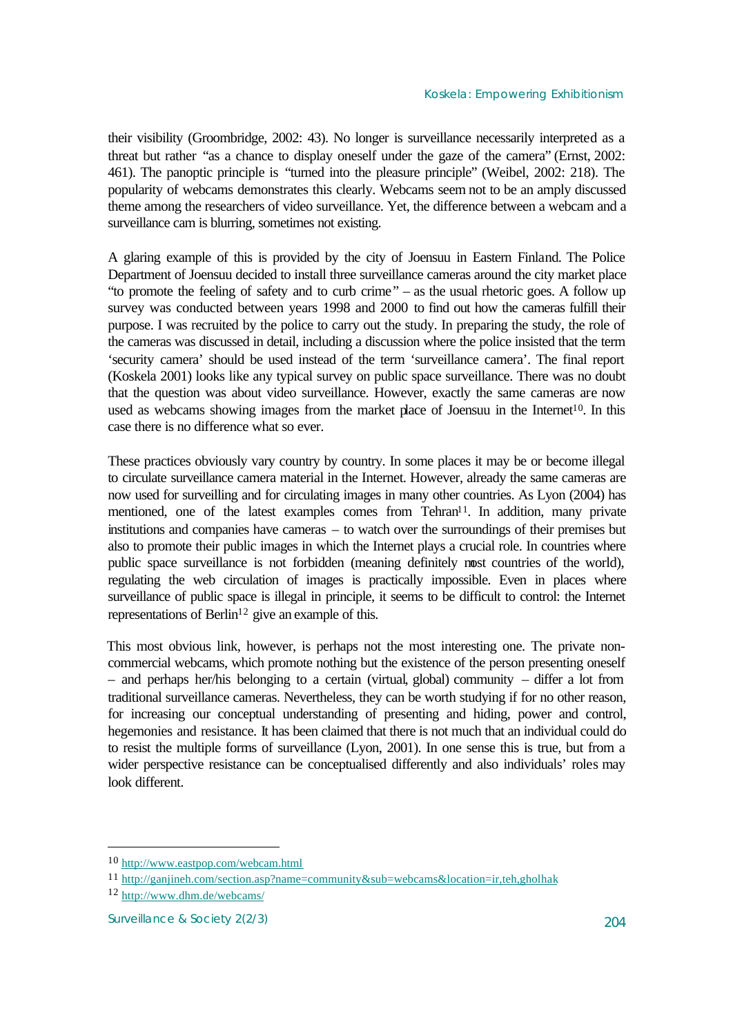their visibility (Groombridge, 2002: 43). No longer is surveillance necessarily interpreted as a threat but rather "as a chance to display oneself under the gaze of the camera" (Ernst, 2002: 461). The panoptic principle is "turned into the pleasure principle" (Weibel, 2002: 218). The popularity of webcams demonstrates this clearly. Webcams seem not to be an amply discussed theme among the researchers of video surveillance. Yet, the difference between a webcam and a surveillance cam is blurring, sometimes not existing.

A glaring example of this is provided by the city of Joensuu in Eastern Finland. The Police Department of Joensuu decided to install three surveillance cameras around the city market place "to promote the feeling of safety and to curb crime" – as the usual rhetoric goes. A follow up survey was conducted between years 1998 and 2000 to find out how the cameras fulfill their purpose. I was recruited by the police to carry out the study. In preparing the study, the role of the cameras was discussed in detail, including a discussion where the police insisted that the term 'security camera' should be used instead of the term 'surveillance camera'. The final report (Koskela 2001) looks like any typical survey on public space surveillance. There was no doubt that the question was about video surveillance. However, exactly the same cameras are now used as webcams showing images from the market place of Joensuu in the Internet[10]. In this case there is no difference what so ever.

These practices obviously vary country by country. In some places it may be or become illegal to circulate surveillance camera material in the Internet. However, already the same cameras are now used for surveilling and for circulating images in many other countries. As Lyon (2004) has mentioned, one of the latest examples comes from Tehran[11]. In addition, many private institutions and companies have cameras – to watch over the surroundings of their premises but also to promote their public images in which the Internet plays a crucial role. In countries where public space surveillance is not forbidden (meaning definitely most countries of the world), regulating the web circulation of images is practically impossible. Even in places where surveillance of public space is illegal in principle, it seems to be difficult to control: the Internet representations of Berlin[12] give an example of this.

This most obvious link, however, is perhaps not the most interesting one. The private non-commercial webcams, which promote nothing but the existence of the person presenting oneself – and perhaps her/his belonging to a certain (virtual, global) community – differ a lot from traditional surveillance cameras. Nevertheless, they can be worth studying if for no other reason, for increasing our conceptual understanding of presenting and hiding, power and control, hegemonies and resistance. It has been claimed that there is not much that an individual could do to resist the multiple forms of surveillance (Lyon, 2001). In one sense this is true, but from a wider perspective resistance can be conceptualised differently and also individuals' roles may look different.

---

[10] http://www.eastpop.com/webcam.html

[11] http://ganjineh.com/section.asp?name=community&sub=webcams&location=ir,teh,gholhak

[12] http://www.dhm.de/webcams/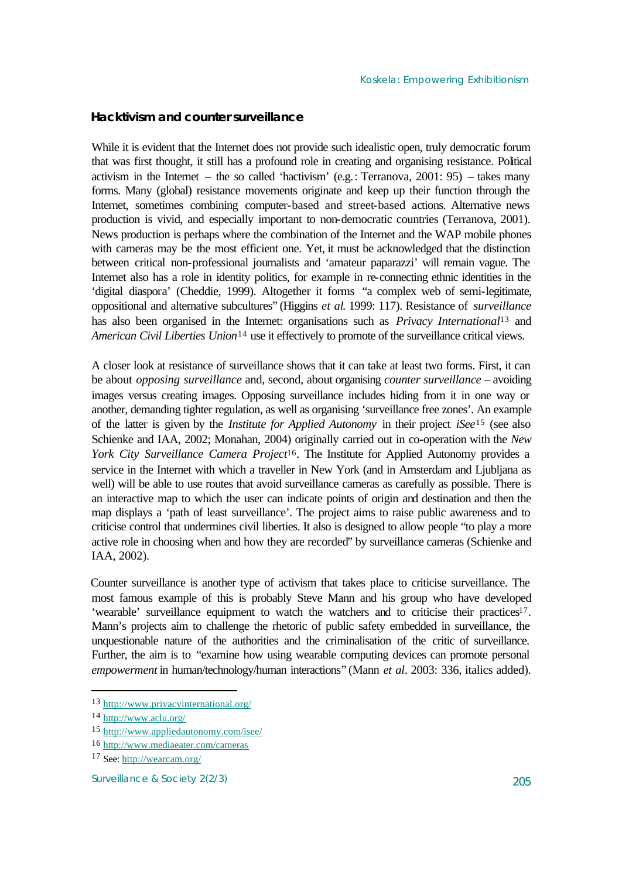### Hacktivism and counter surveillance

While it is evident that the Internet does not provide such idealistic open, truly democratic forum that was first thought, it still has a profound role in creating and organising resistance. Political activism in the Internet – the so called 'hactivism' (e.g.: Terranova, 2001: 95) – takes many forms. Many (global) resistance movements originate and keep up their function through the Internet, sometimes combining computer-based and street-based actions. Alternative news production is vivid, and especially important to non-democratic countries (Terranova, 2001). News production is perhaps where the combination of the Internet and the WAP mobile phones with cameras may be the most efficient one. Yet, it must be acknowledged that the distinction between critical non-professional journalists and 'amateur paparazzi' will remain vague. The Internet also has a role in identity politics, for example in re-connecting ethnic identities in the 'digital diaspora' (Cheddie, 1999). Altogether it forms "a complex web of semi-legitimate, oppositional and alternative subcultures" (Higgins *et al.* 1999: 117). Resistance of *surveillance* has also been organised in the Internet: organisations such as *Privacy International*[13] and *American Civil Liberties Union*[14] use it effectively to promote of the surveillance critical views.

A closer look at resistance of surveillance shows that it can take at least two forms. First, it can be about *opposing surveillance* and, second, about organising *counter surveillance* – avoiding images versus creating images. Opposing surveillance includes hiding from it in one way or another, demanding tighter regulation, as well as organising 'surveillance free zones'. An example of the latter is given by the *Institute for Applied Autonomy* in their project *iSee*[15] (see also Schienke and IAA, 2002; Monahan, 2004) originally carried out in co-operation with the *New York City Surveillance Camera Project*[16]. The Institute for Applied Autonomy provides a service in the Internet with which a traveller in New York (and in Amsterdam and Ljubljana as well) will be able to use routes that avoid surveillance cameras as carefully as possible. There is an interactive map to which the user can indicate points of origin and destination and then the map displays a 'path of least surveillance'. The project aims to raise public awareness and to criticise control that undermines civil liberties. It also is designed to allow people "to play a more active role in choosing when and how they are recorded" by surveillance cameras (Schienke and IAA, 2002).

Counter surveillance is another type of activism that takes place to criticise surveillance. The most famous example of this is probably Steve Mann and his group who have developed 'wearable' surveillance equipment to watch the watchers and to criticise their practices[17]. Mann's projects aim to challenge the rhetoric of public safety embedded in surveillance, the unquestionable nature of the authorities and the criminalisation of the critic of surveillance. Further, the aim is to "examine how using wearable computing devices can promote personal *empowerment* in human/technology/human interactions" (Mann *et al*. 2003: 336, italics added).

---

[13] http://www.privacyinternational.org/

[14] http://www.aclu.org/

[15] http://www.appliedautonomy.com/isee/

[16] http://www.mediaeater.com/cameras

[17] See: http://wearcam.org/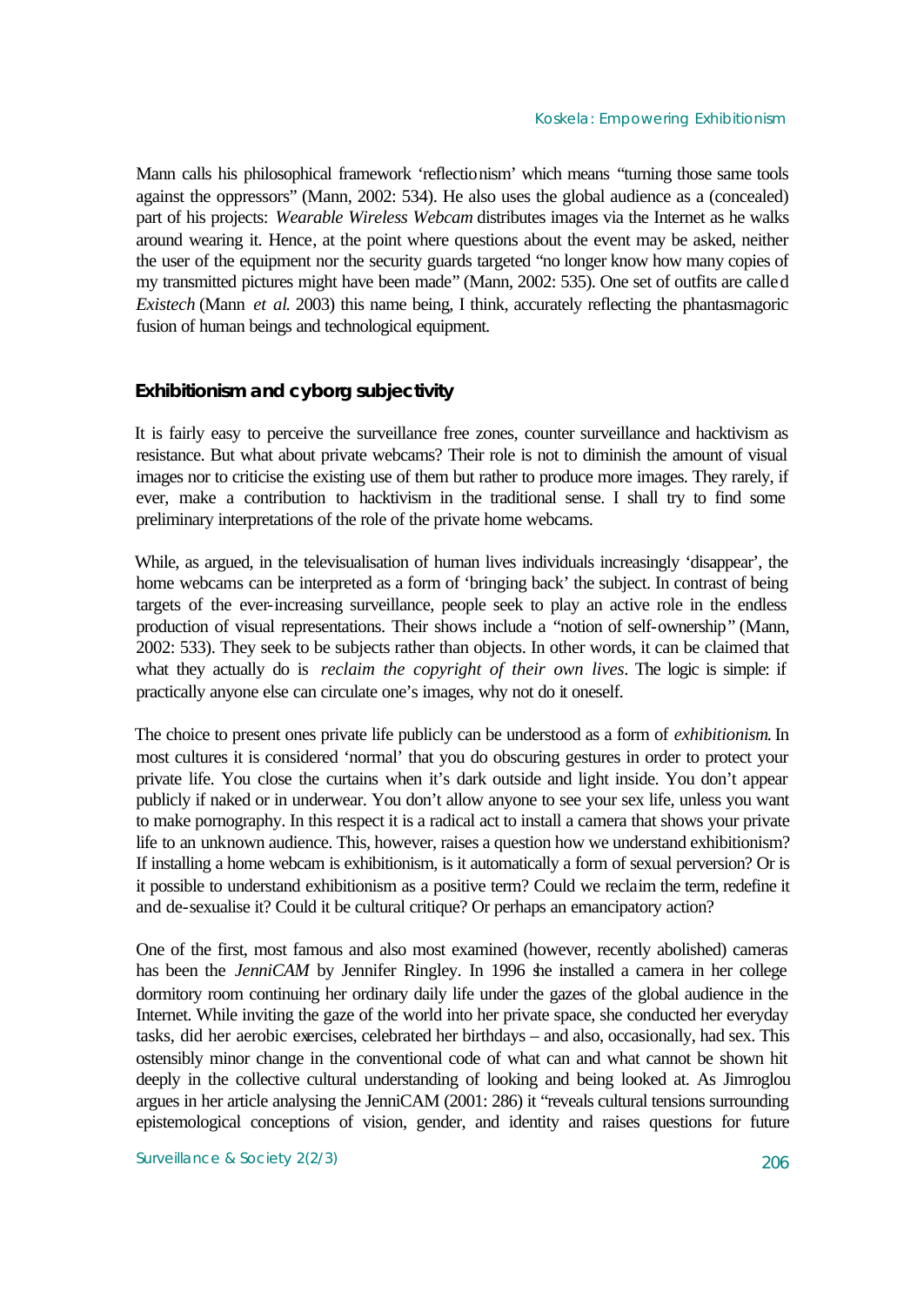Mann calls his philosophical framework 'reflectionism' which means "turning those same tools against the oppressors" (Mann, 2002: 534). He also uses the global audience as a (concealed) part of his projects: *Wearable Wireless Webcam* distributes images via the Internet as he walks around wearing it. Hence, at the point where questions about the event may be asked, neither the user of the equipment nor the security guards targeted "no longer know how many copies of my transmitted pictures might have been made" (Mann, 2002: 535). One set of outfits are called *Existech* (Mann *et al.* 2003) this name being, I think, accurately reflecting the phantasmagoric fusion of human beings and technological equipment.

## Exhibitionism and cyborg subjectivity

It is fairly easy to perceive the surveillance free zones, counter surveillance and hacktivism as resistance. But what about private webcams? Their role is not to diminish the amount of visual images nor to criticise the existing use of them but rather to produce more images. They rarely, if ever, make a contribution to hacktivism in the traditional sense. I shall try to find some preliminary interpretations of the role of the private home webcams.

While, as argued, in the televisualisation of human lives individuals increasingly 'disappear', the home webcams can be interpreted as a form of 'bringing back' the subject. In contrast of being targets of the ever-increasing surveillance, people seek to play an active role in the endless production of visual representations. Their shows include a "notion of self-ownership" (Mann, 2002: 533). They seek to be subjects rather than objects. In other words, it can be claimed that what they actually do is *reclaim the copyright of their own lives*. The logic is simple: if practically anyone else can circulate one's images, why not do it oneself.

The choice to present ones private life publicly can be understood as a form of *exhibitionism*. In most cultures it is considered 'normal' that you do obscuring gestures in order to protect your private life. You close the curtains when it's dark outside and light inside. You don't appear publicly if naked or in underwear. You don't allow anyone to see your sex life, unless you want to make pornography. In this respect it is a radical act to install a camera that shows your private life to an unknown audience. This, however, raises a question how we understand exhibitionism? If installing a home webcam is exhibitionism, is it automatically a form of sexual perversion? Or is it possible to understand exhibitionism as a positive term? Could we reclaim the term, redefine it and de-sexualise it? Could it be cultural critique? Or perhaps an emancipatory action?

One of the first, most famous and also most examined (however, recently abolished) cameras has been the *JenniCAM* by Jennifer Ringley. In 1996 she installed a camera in her college dormitory room continuing her ordinary daily life under the gazes of the global audience in the Internet. While inviting the gaze of the world into her private space, she conducted her everyday tasks, did her aerobic exercises, celebrated her birthdays – and also, occasionally, had sex. This ostensibly minor change in the conventional code of what can and what cannot be shown hit deeply in the collective cultural understanding of looking and being looked at. As Jimroglou argues in her article analysing the JenniCAM (2001: 286) it "reveals cultural tensions surrounding epistemological conceptions of vision, gender, and identity and raises questions for future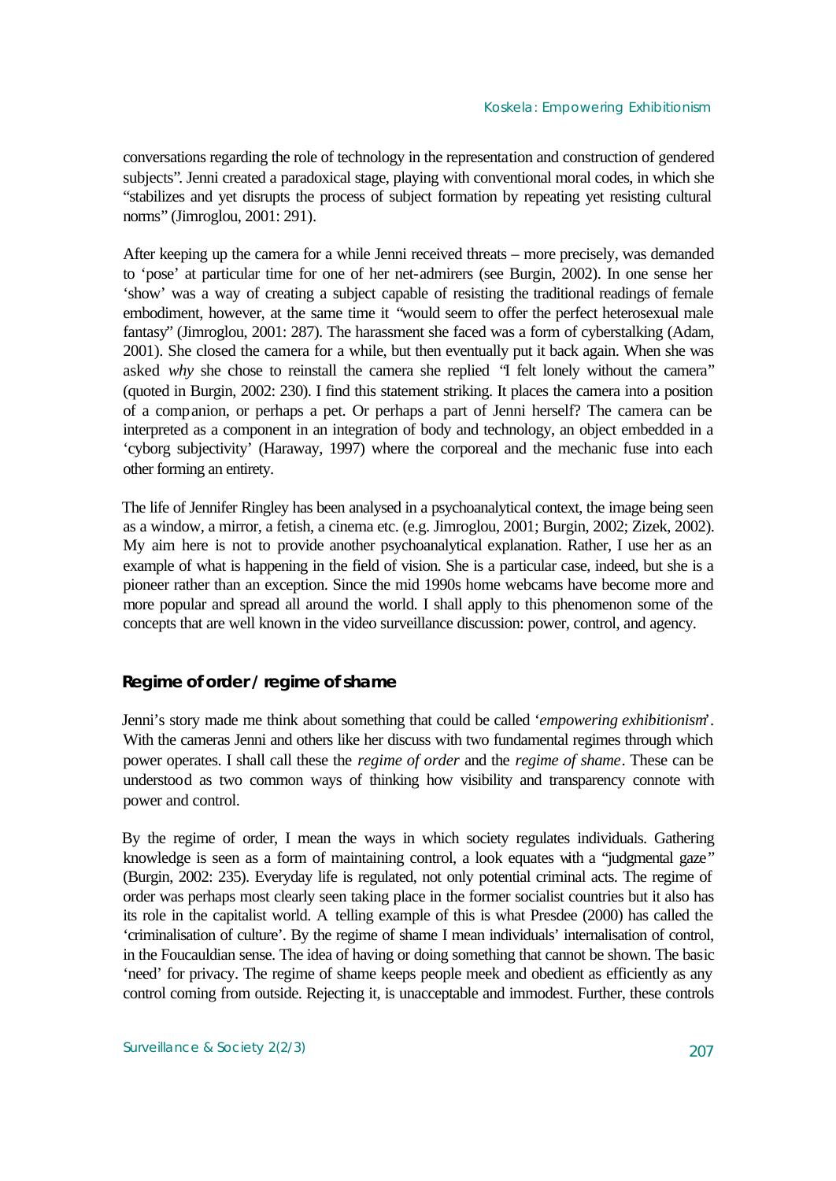conversations regarding the role of technology in the representation and construction of gendered subjects". Jenni created a paradoxical stage, playing with conventional moral codes, in which she "stabilizes and yet disrupts the process of subject formation by repeating yet resisting cultural norms" (Jimroglou, 2001: 291).

After keeping up the camera for a while Jenni received threats – more precisely, was demanded to 'pose' at particular time for one of her net-admirers (see Burgin, 2002). In one sense her 'show' was a way of creating a subject capable of resisting the traditional readings of female embodiment, however, at the same time it "would seem to offer the perfect heterosexual male fantasy" (Jimroglou, 2001: 287). The harassment she faced was a form of cyberstalking (Adam, 2001). She closed the camera for a while, but then eventually put it back again. When she was asked *why* she chose to reinstall the camera she replied "I felt lonely without the camera" (quoted in Burgin, 2002: 230). I find this statement striking. It places the camera into a position of a companion, or perhaps a pet. Or perhaps a part of Jenni herself? The camera can be interpreted as a component in an integration of body and technology, an object embedded in a 'cyborg subjectivity' (Haraway, 1997) where the corporeal and the mechanic fuse into each other forming an entirety.

The life of Jennifer Ringley has been analysed in a psychoanalytical context, the image being seen as a window, a mirror, a fetish, a cinema etc. (e.g. Jimroglou, 2001; Burgin, 2002; Zizek, 2002). My aim here is not to provide another psychoanalytical explanation. Rather, I use her as an example of what is happening in the field of vision. She is a particular case, indeed, but she is a pioneer rather than an exception. Since the mid 1990s home webcams have become more and more popular and spread all around the world. I shall apply to this phenomenon some of the concepts that are well known in the video surveillance discussion: power, control, and agency.

## Regime of order / regime of shame

Jenni's story made me think about something that could be called '*empowering exhibitionism*'. With the cameras Jenni and others like her discuss with two fundamental regimes through which power operates. I shall call these the *regime of order* and the *regime of shame*. These can be understood as two common ways of thinking how visibility and transparency connote with power and control.

By the regime of order, I mean the ways in which society regulates individuals. Gathering knowledge is seen as a form of maintaining control, a look equates with a "judgmental gaze" (Burgin, 2002: 235). Everyday life is regulated, not only potential criminal acts. The regime of order was perhaps most clearly seen taking place in the former socialist countries but it also has its role in the capitalist world. A telling example of this is what Presdee (2000) has called the 'criminalisation of culture'. By the regime of shame I mean individuals' internalisation of control, in the Foucauldian sense. The idea of having or doing something that cannot be shown. The basic 'need' for privacy. The regime of shame keeps people meek and obedient as efficiently as any control coming from outside. Rejecting it, is unacceptable and immodest. Further, these controls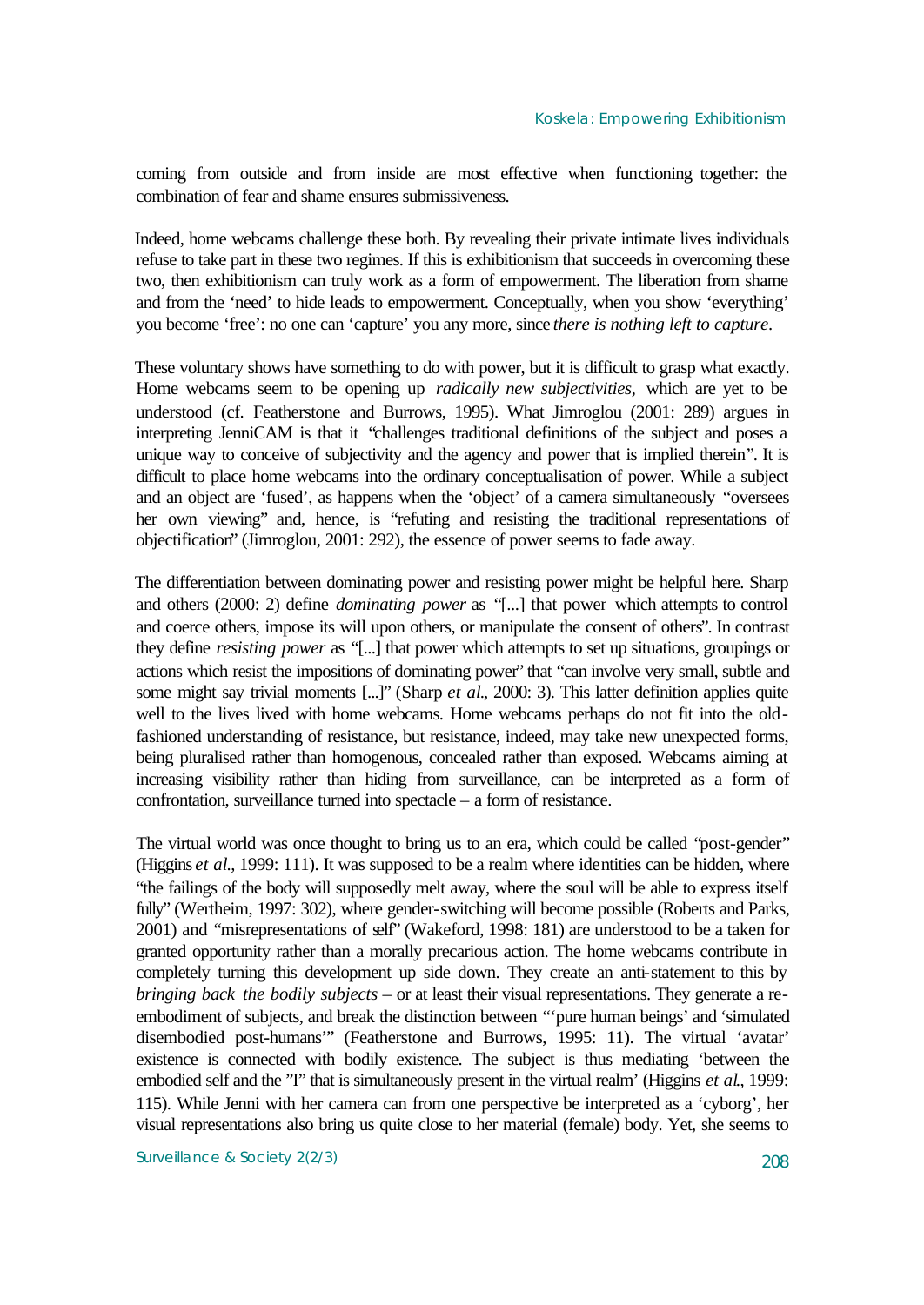coming from outside and from inside are most effective when functioning together: the combination of fear and shame ensures submissiveness.

Indeed, home webcams challenge these both. By revealing their private intimate lives individuals refuse to take part in these two regimes. If this is exhibitionism that succeeds in overcoming these two, then exhibitionism can truly work as a form of empowerment. The liberation from shame and from the 'need' to hide leads to empowerment. Conceptually, when you show 'everything' you become 'free': no one can 'capture' you any more, since *there is nothing left to capture*.

These voluntary shows have something to do with power, but it is difficult to grasp what exactly. Home webcams seem to be opening up *radically new subjectivities*, which are yet to be understood (cf. Featherstone and Burrows, 1995). What Jimroglou (2001: 289) argues in interpreting JenniCAM is that it "challenges traditional definitions of the subject and poses a unique way to conceive of subjectivity and the agency and power that is implied therein". It is difficult to place home webcams into the ordinary conceptualisation of power. While a subject and an object are 'fused', as happens when the 'object' of a camera simultaneously "oversees her own viewing" and, hence, is "refuting and resisting the traditional representations of objectification" (Jimroglou, 2001: 292), the essence of power seems to fade away.

The differentiation between dominating power and resisting power might be helpful here. Sharp and others (2000: 2) define *dominating power* as "[...] that power which attempts to control and coerce others, impose its will upon others, or manipulate the consent of others". In contrast they define *resisting power* as "[...] that power which attempts to set up situations, groupings or actions which resist the impositions of dominating power" that "can involve very small, subtle and some might say trivial moments [...]" (Sharp *et al*., 2000: 3). This latter definition applies quite well to the lives lived with home webcams. Home webcams perhaps do not fit into the old-fashioned understanding of resistance, but resistance, indeed, may take new unexpected forms, being pluralised rather than homogenous, concealed rather than exposed. Webcams aiming at increasing visibility rather than hiding from surveillance, can be interpreted as a form of confrontation, surveillance turned into spectacle – a form of resistance.

The virtual world was once thought to bring us to an era, which could be called "post-gender" (Higgins *et al*., 1999: 111). It was supposed to be a realm where identities can be hidden, where "the failings of the body will supposedly melt away, where the soul will be able to express itself fully" (Wertheim, 1997: 302), where gender-switching will become possible (Roberts and Parks, 2001) and "misrepresentations of self" (Wakeford, 1998: 181) are understood to be a taken for granted opportunity rather than a morally precarious action. The home webcams contribute in completely turning this development up side down. They create an anti-statement to this by *bringing back the bodily subjects* – or at least their visual representations. They generate a re-embodiment of subjects, and break the distinction between "'pure human beings' and 'simulated disembodied post-humans'" (Featherstone and Burrows, 1995: 11). The virtual 'avatar' existence is connected with bodily existence. The subject is thus mediating 'between the embodied self and the "I" that is simultaneously present in the virtual realm' (Higgins *et al*., 1999: 115). While Jenni with her camera can from one perspective be interpreted as a 'cyborg', her visual representations also bring us quite close to her material (female) body. Yet, she seems to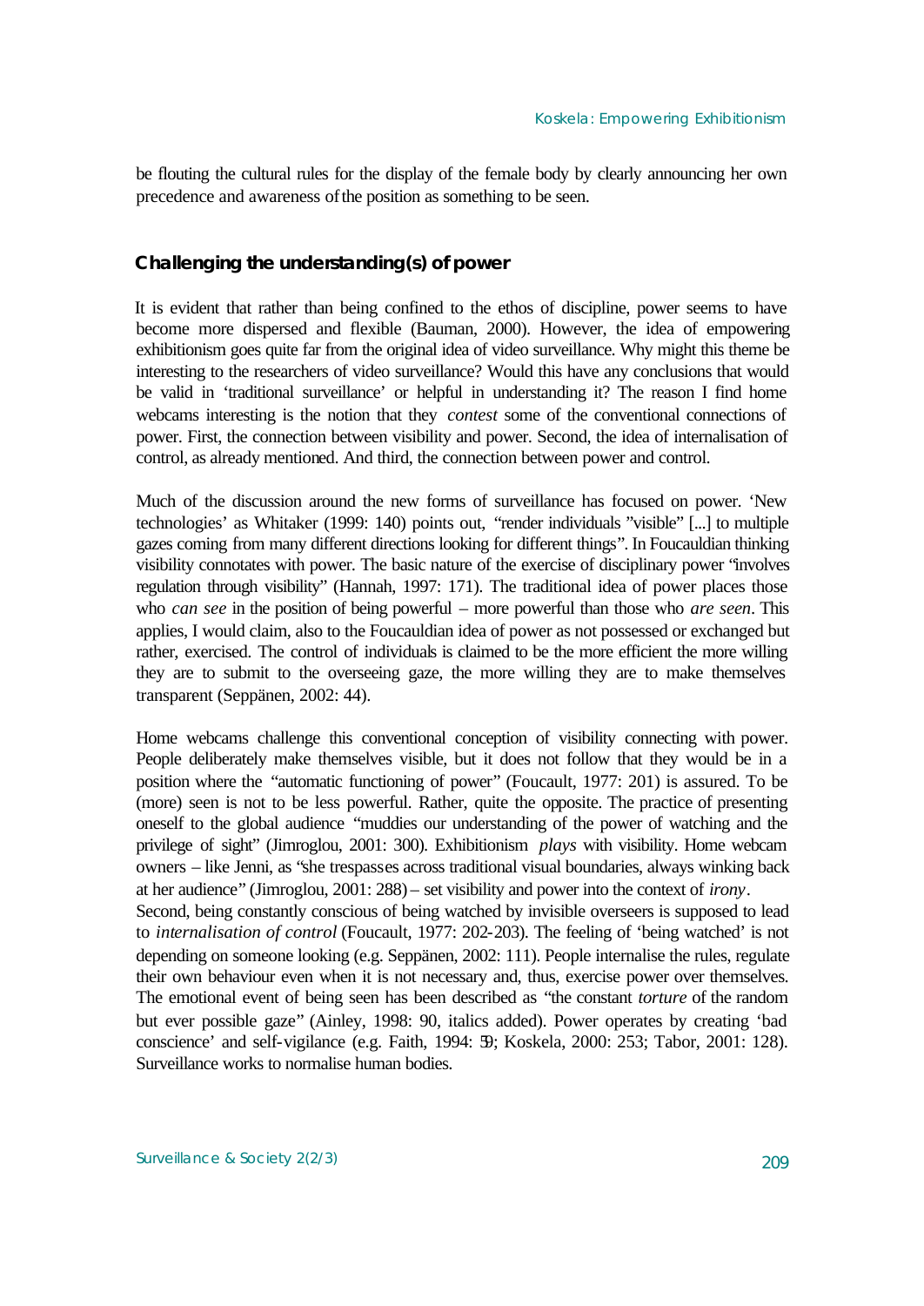be flouting the cultural rules for the display of the female body by clearly announcing her own precedence and awareness of the position as something to be seen.

## Challenging the understanding(s) of power

It is evident that rather than being confined to the ethos of discipline, power seems to have become more dispersed and flexible (Bauman, 2000). However, the idea of empowering exhibitionism goes quite far from the original idea of video surveillance. Why might this theme be interesting to the researchers of video surveillance? Would this have any conclusions that would be valid in 'traditional surveillance' or helpful in understanding it? The reason I find home webcams interesting is the notion that they *contest* some of the conventional connections of power. First, the connection between visibility and power. Second, the idea of internalisation of control, as already mentioned. And third, the connection between power and control.

Much of the discussion around the new forms of surveillance has focused on power. 'New technologies' as Whitaker (1999: 140) points out, "render individuals "visible" [...] to multiple gazes coming from many different directions looking for different things". In Foucauldian thinking visibility connotates with power. The basic nature of the exercise of disciplinary power "involves regulation through visibility" (Hannah, 1997: 171). The traditional idea of power places those who *can see* in the position of being powerful – more powerful than those who *are seen*. This applies, I would claim, also to the Foucauldian idea of power as not possessed or exchanged but rather, exercised. The control of individuals is claimed to be the more efficient the more willing they are to submit to the overseeing gaze, the more willing they are to make themselves transparent (Seppänen, 2002: 44).

Home webcams challenge this conventional conception of visibility connecting with power. People deliberately make themselves visible, but it does not follow that they would be in a position where the "automatic functioning of power" (Foucault, 1977: 201) is assured. To be (more) seen is not to be less powerful. Rather, quite the opposite. The practice of presenting oneself to the global audience "muddies our understanding of the power of watching and the privilege of sight" (Jimroglou, 2001: 300). Exhibitionism *plays* with visibility. Home webcam owners – like Jenni, as "she trespasses across traditional visual boundaries, always winking back at her audience" (Jimroglou, 2001: 288) – set visibility and power into the context of *irony*.

Second, being constantly conscious of being watched by invisible overseers is supposed to lead to *internalisation of control* (Foucault, 1977: 202-203). The feeling of 'being watched' is not depending on someone looking (e.g. Seppänen, 2002: 111). People internalise the rules, regulate their own behaviour even when it is not necessary and, thus, exercise power over themselves. The emotional event of being seen has been described as "the constant *torture* of the random but ever possible gaze" (Ainley, 1998: 90, italics added). Power operates by creating 'bad conscience' and self-vigilance (e.g. Faith, 1994: 59; Koskela, 2000: 253; Tabor, 2001: 128). Surveillance works to normalise human bodies.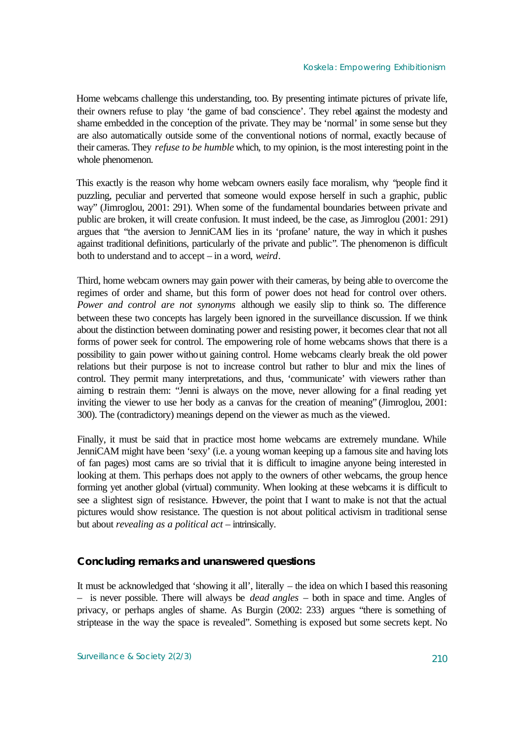Home webcams challenge this understanding, too. By presenting intimate pictures of private life, their owners refuse to play 'the game of bad conscience'. They rebel against the modesty and shame embedded in the conception of the private. They may be 'normal' in some sense but they are also automatically outside some of the conventional notions of normal, exactly because of their cameras. They *refuse to be humble* which, to my opinion, is the most interesting point in the whole phenomenon.

This exactly is the reason why home webcam owners easily face moralism, why "people find it puzzling, peculiar and perverted that someone would expose herself in such a graphic, public way" (Jimroglou, 2001: 291). When some of the fundamental boundaries between private and public are broken, it will create confusion. It must indeed, be the case, as Jimroglou (2001: 291) argues that "the aversion to JenniCAM lies in its 'profane' nature, the way in which it pushes against traditional definitions, particularly of the private and public". The phenomenon is difficult both to understand and to accept – in a word, *weird*.

Third, home webcam owners may gain power with their cameras, by being able to overcome the regimes of order and shame, but this form of power does not head for control over others. *Power and control are not synonyms* although we easily slip to think so. The difference between these two concepts has largely been ignored in the surveillance discussion. If we think about the distinction between dominating power and resisting power, it becomes clear that not all forms of power seek for control. The empowering role of home webcams shows that there is a possibility to gain power without gaining control. Home webcams clearly break the old power relations but their purpose is not to increase control but rather to blur and mix the lines of control. They permit many interpretations, and thus, 'communicate' with viewers rather than aiming to restrain them: "Jenni is always on the move, never allowing for a final reading yet inviting the viewer to use her body as a canvas for the creation of meaning" (Jimroglou, 2001: 300). The (contradictory) meanings depend on the viewer as much as the viewed.

Finally, it must be said that in practice most home webcams are extremely mundane. While JenniCAM might have been 'sexy' (i.e. a young woman keeping up a famous site and having lots of fan pages) most cams are so trivial that it is difficult to imagine anyone being interested in looking at them. This perhaps does not apply to the owners of other webcams, the group hence forming yet another global (virtual) community. When looking at these webcams it is difficult to see a slightest sign of resistance. However, the point that I want to make is not that the actual pictures would show resistance. The question is not about political activism in traditional sense but about *revealing as a political act* – intrinsically.

## Concluding remarks and unanswered questions

It must be acknowledged that 'showing it all', literally – the idea on which I based this reasoning – is never possible. There will always be *dead angles* – both in space and time. Angles of privacy, or perhaps angles of shame. As Burgin (2002: 233) argues "there is something of striptease in the way the space is revealed". Something is exposed but some secrets kept. No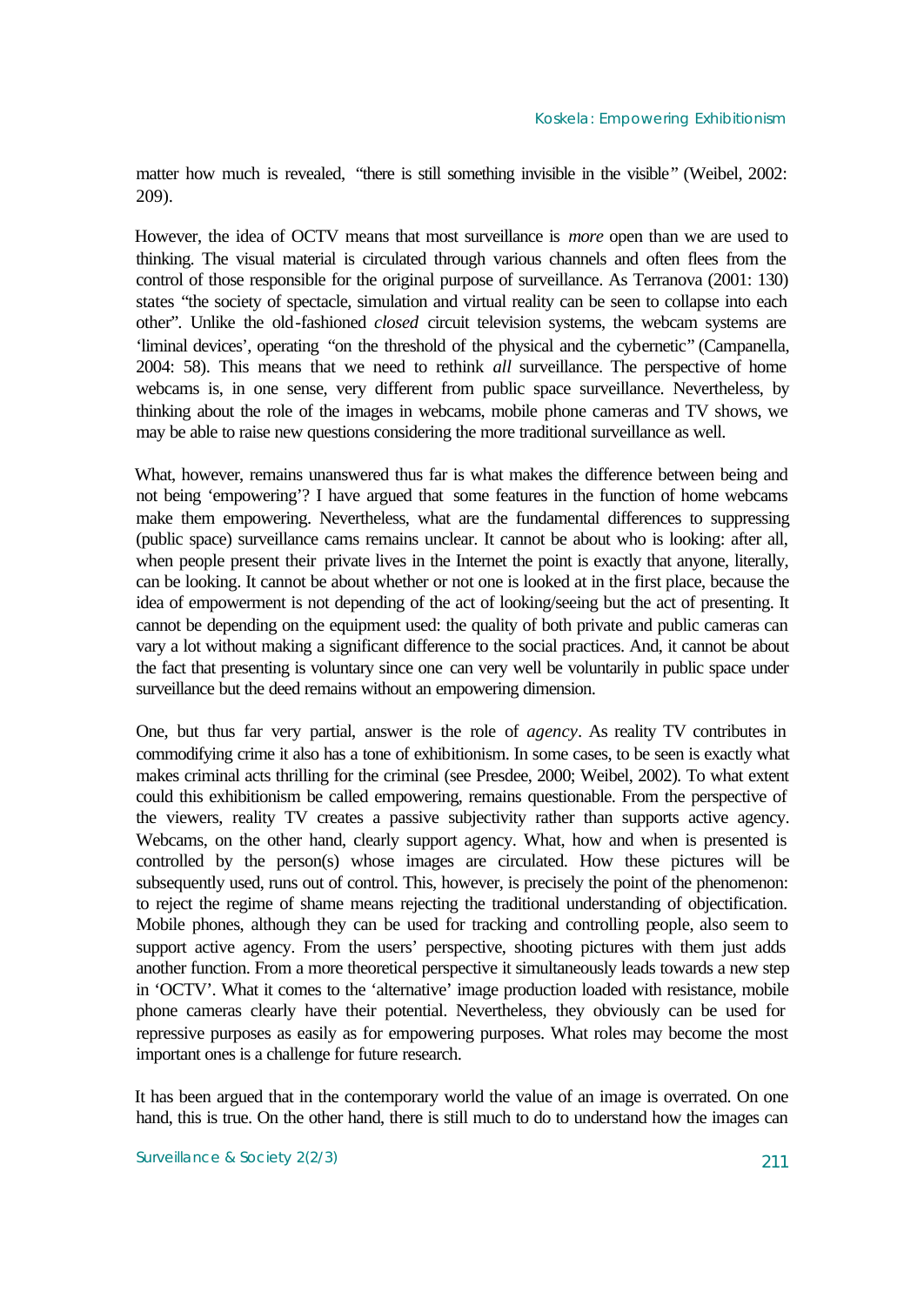matter how much is revealed, "there is still something invisible in the visible" (Weibel, 2002: 209).

However, the idea of OCTV means that most surveillance is *more* open than we are used to thinking. The visual material is circulated through various channels and often flees from the control of those responsible for the original purpose of surveillance. As Terranova (2001: 130) states "the society of spectacle, simulation and virtual reality can be seen to collapse into each other". Unlike the old-fashioned *closed* circuit television systems, the webcam systems are 'liminal devices', operating "on the threshold of the physical and the cybernetic" (Campanella, 2004: 58). This means that we need to rethink *all* surveillance. The perspective of home webcams is, in one sense, very different from public space surveillance. Nevertheless, by thinking about the role of the images in webcams, mobile phone cameras and TV shows, we may be able to raise new questions considering the more traditional surveillance as well.

What, however, remains unanswered thus far is what makes the difference between being and not being 'empowering'? I have argued that some features in the function of home webcams make them empowering. Nevertheless, what are the fundamental differences to suppressing (public space) surveillance cams remains unclear. It cannot be about who is looking: after all, when people present their private lives in the Internet the point is exactly that anyone, literally, can be looking. It cannot be about whether or not one is looked at in the first place, because the idea of empowerment is not depending of the act of looking/seeing but the act of presenting. It cannot be depending on the equipment used: the quality of both private and public cameras can vary a lot without making a significant difference to the social practices. And, it cannot be about the fact that presenting is voluntary since one can very well be voluntarily in public space under surveillance but the deed remains without an empowering dimension.

One, but thus far very partial, answer is the role of *agency*. As reality TV contributes in commodifying crime it also has a tone of exhibitionism. In some cases, to be seen is exactly what makes criminal acts thrilling for the criminal (see Presdee, 2000; Weibel, 2002). To what extent could this exhibitionism be called empowering, remains questionable. From the perspective of the viewers, reality TV creates a passive subjectivity rather than supports active agency. Webcams, on the other hand, clearly support agency. What, how and when is presented is controlled by the person(s) whose images are circulated. How these pictures will be subsequently used, runs out of control. This, however, is precisely the point of the phenomenon: to reject the regime of shame means rejecting the traditional understanding of objectification. Mobile phones, although they can be used for tracking and controlling people, also seem to support active agency. From the users' perspective, shooting pictures with them just adds another function. From a more theoretical perspective it simultaneously leads towards a new step in 'OCTV'. What it comes to the 'alternative' image production loaded with resistance, mobile phone cameras clearly have their potential. Nevertheless, they obviously can be used for repressive purposes as easily as for empowering purposes. What roles may become the most important ones is a challenge for future research.

It has been argued that in the contemporary world the value of an image is overrated. On one hand, this is true. On the other hand, there is still much to do to understand how the images can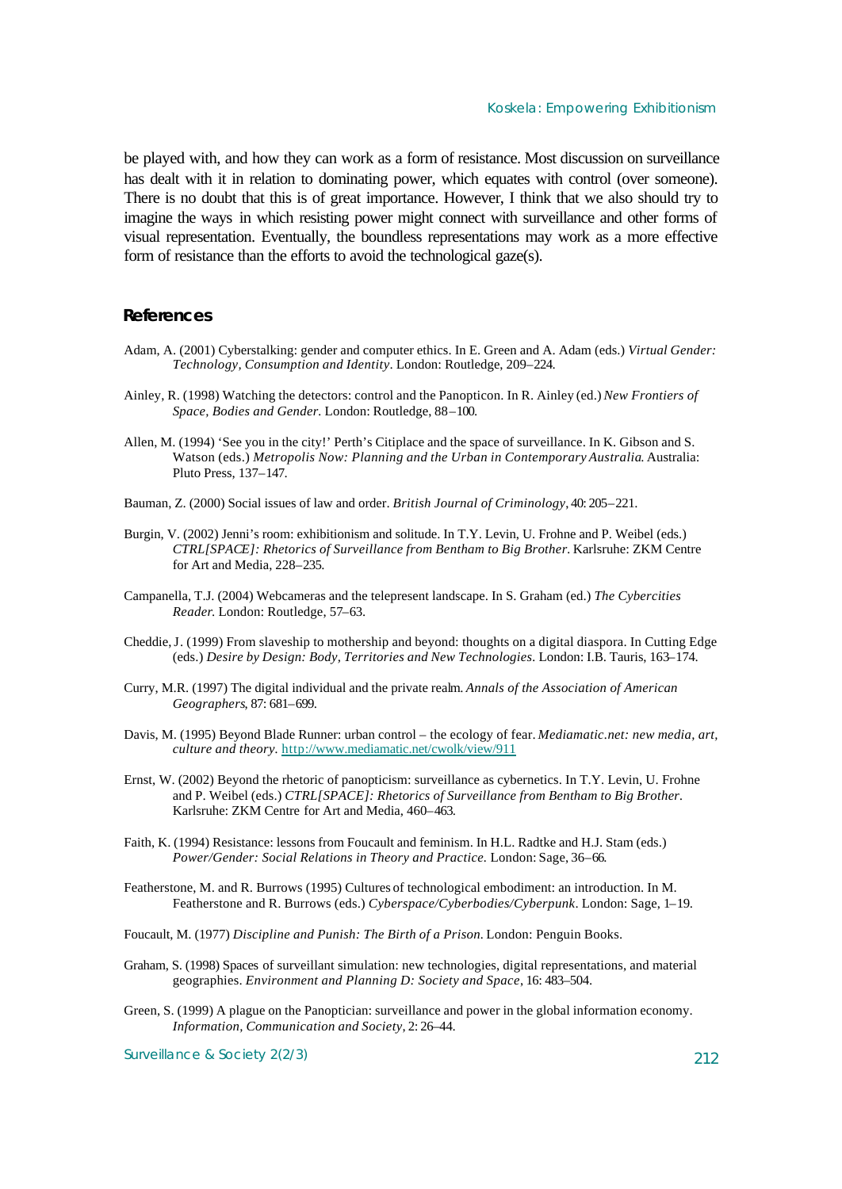be played with, and how they can work as a form of resistance. Most discussion on surveillance has dealt with it in relation to dominating power, which equates with control (over someone). There is no doubt that this is of great importance. However, I think that we also should try to imagine the ways in which resisting power might connect with surveillance and other forms of visual representation. Eventually, the boundless representations may work as a more effective form of resistance than the efforts to avoid the technological gaze(s).

## References

Adam, A. (2001) Cyberstalking: gender and computer ethics. In E. Green and A. Adam (eds.) *Virtual Gender: Technology, Consumption and Identity*. London: Routledge, 209–224.

Ainley, R. (1998) Watching the detectors: control and the Panopticon. In R. Ainley (ed.) *New Frontiers of Space, Bodies and Gender*. London: Routledge, 88–100.

Allen, M. (1994) 'See you in the city!' Perth's Citiplace and the space of surveillance. In K. Gibson and S. Watson (eds.) *Metropolis Now: Planning and the Urban in Contemporary Australia*. Australia: Pluto Press, 137–147.

Bauman, Z. (2000) Social issues of law and order. *British Journal of Criminology*, 40: 205–221.

Burgin, V. (2002) Jenni's room: exhibitionism and solitude. In T.Y. Levin, U. Frohne and P. Weibel (eds.) *CTRL[SPACE]: Rhetorics of Surveillance from Bentham to Big Brother*. Karlsruhe: ZKM Centre for Art and Media, 228–235.

Campanella, T.J. (2004) Webcameras and the telepresent landscape. In S. Graham (ed.) *The Cybercities Reader*. London: Routledge, 57–63.

Cheddie, J. (1999) From slaveship to mothership and beyond: thoughts on a digital diaspora. In Cutting Edge (eds.) *Desire by Design: Body, Territories and New Technologies*. London: I.B. Tauris, 163–174.

Curry, M.R. (1997) The digital individual and the private realm. *Annals of the Association of American Geographers*, 87: 681–699.

Davis, M. (1995) Beyond Blade Runner: urban control – the ecology of fear. *Mediamatic.net: new media, art, culture and theory*. http://www.mediamatic.net/cwolk/view/911

Ernst, W. (2002) Beyond the rhetoric of panopticism: surveillance as cybernetics. In T.Y. Levin, U. Frohne and P. Weibel (eds.) *CTRL[SPACE]: Rhetorics of Surveillance from Bentham to Big Brother*. Karlsruhe: ZKM Centre for Art and Media, 460–463.

Faith, K. (1994) Resistance: lessons from Foucault and feminism. In H.L. Radtke and H.J. Stam (eds.) *Power/Gender: Social Relations in Theory and Practice*. London: Sage, 36–66.

Featherstone, M. and R. Burrows (1995) Cultures of technological embodiment: an introduction. In M. Featherstone and R. Burrows (eds.) *Cyberspace/Cyberbodies/Cyberpunk*. London: Sage, 1–19.

Foucault, M. (1977) *Discipline and Punish: The Birth of a Prison*. London: Penguin Books.

Graham, S. (1998) Spaces of surveillant simulation: new technologies, digital representations, and material geographies. *Environment and Planning D: Society and Space*, 16: 483–504.

Green, S. (1999) A plague on the Panoptician: surveillance and power in the global information economy. *Information, Communication and Society*, 2: 26–44.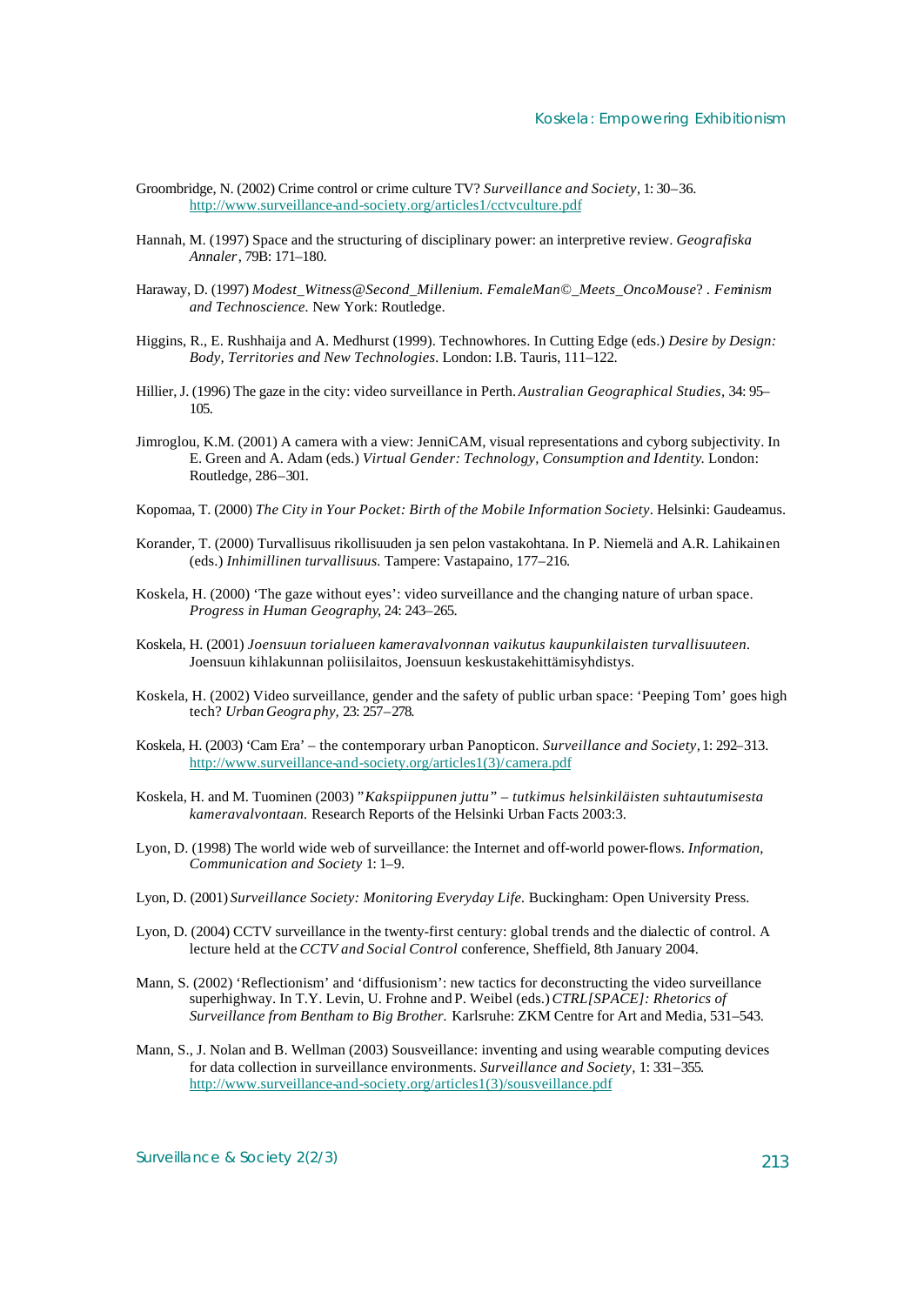Groombridge, N. (2002) Crime control or crime culture TV? *Surveillance and Society*, 1: 30–36. http://www.surveillance-and-society.org/articles1/cctvculture.pdf

Hannah, M. (1997) Space and the structuring of disciplinary power: an interpretive review. *Geografiska Annaler*, 79B: 171–180.

Haraway, D. (1997) *Modest_Witness@Second_Millenium. FemaleMan©_Meets_OncoMouse*? . *Feminism and Technoscience.* New York: Routledge.

Higgins, R., E. Rushhaija and A. Medhurst (1999). Technowhores. In Cutting Edge (eds.) *Desire by Design: Body, Territories and New Technologies*. London: I.B. Tauris, 111–122.

Hillier, J. (1996) The gaze in the city: video surveillance in Perth. *Australian Geographical Studies*, 34: 95–105.

Jimroglou, K.M. (2001) A camera with a view: JenniCAM, visual representations and cyborg subjectivity. In E. Green and A. Adam (eds.) *Virtual Gender: Technology, Consumption and Identity.* London: Routledge, 286–301.

Kopomaa, T. (2000) *The City in Your Pocket: Birth of the Mobile Information Society*. Helsinki: Gaudeamus.

Korander, T. (2000) Turvallisuus rikollisuuden ja sen pelon vastakohtana. In P. Niemelä and A.R. Lahikainen (eds.) *Inhimillinen turvallisuus.* Tampere: Vastapaino, 177–216.

Koskela, H. (2000) 'The gaze without eyes': video surveillance and the changing nature of urban space. *Progress in Human Geography*, 24: 243–265.

Koskela, H. (2001) *Joensuun torialueen kameravalvonnan vaikutus kaupunkilaisten turvallisuuteen*. Joensuun kihlakunnan poliisilaitos, Joensuun keskustakehittämisyhdistys.

Koskela, H. (2002) Video surveillance, gender and the safety of public urban space: 'Peeping Tom' goes high tech? *Urban Geography*, 23: 257–278.

Koskela, H. (2003) 'Cam Era' – the contemporary urban Panopticon. *Surveillance and Society*, 1: 292–313. http://www.surveillance-and-society.org/articles1(3)/camera.pdf

Koskela, H. and M. Tuominen (2003) *"Kakspiippunen juttu" – tutkimus helsinkiläisten suhtautumisesta kameravalvontaan.* Research Reports of the Helsinki Urban Facts 2003:3.

Lyon, D. (1998) The world wide web of surveillance: the Internet and off-world power-flows. *Information, Communication and Society* 1: 1–9.

Lyon, D. (2001) *Surveillance Society: Monitoring Everyday Life.* Buckingham: Open University Press.

Lyon, D. (2004) CCTV surveillance in the twenty-first century: global trends and the dialectic of control. A lecture held at the *CCTV and Social Control* conference, Sheffield, 8th January 2004.

Mann, S. (2002) 'Reflectionism' and 'diffusionism': new tactics for deconstructing the video surveillance superhighway. In T.Y. Levin, U. Frohne and P. Weibel (eds.) *CTRL[SPACE]: Rhetorics of Surveillance from Bentham to Big Brother.* Karlsruhe: ZKM Centre for Art and Media, 531–543.

Mann, S., J. Nolan and B. Wellman (2003) Sousveillance: inventing and using wearable computing devices for data collection in surveillance environments. *Surveillance and Society*, 1: 331–355. http://www.surveillance-and-society.org/articles1(3)/sousveillance.pdf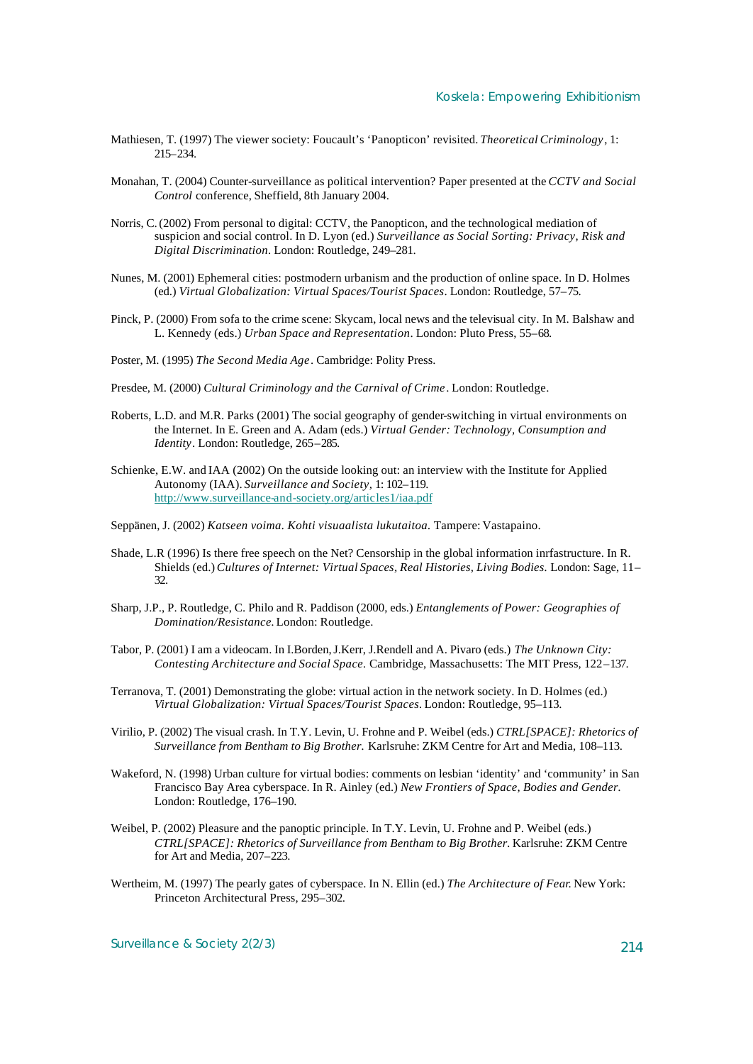Mathiesen, T. (1997) The viewer society: Foucault's 'Panopticon' revisited. *Theoretical Criminology*, 1: 215–234.

Monahan, T. (2004) Counter-surveillance as political intervention? Paper presented at the *CCTV and Social Control* conference, Sheffield, 8th January 2004.

Norris, C. (2002) From personal to digital: CCTV, the Panopticon, and the technological mediation of suspicion and social control. In D. Lyon (ed.) *Surveillance as Social Sorting: Privacy, Risk and Digital Discrimination*. London: Routledge, 249–281.

Nunes, M. (2001) Ephemeral cities: postmodern urbanism and the production of online space. In D. Holmes (ed.) *Virtual Globalization: Virtual Spaces/Tourist Spaces*. London: Routledge, 57–75.

Pinck, P. (2000) From sofa to the crime scene: Skycam, local news and the televisual city. In M. Balshaw and L. Kennedy (eds.) *Urban Space and Representation*. London: Pluto Press, 55–68.

Poster, M. (1995) *The Second Media Age*. Cambridge: Polity Press.

Presdee, M. (2000) *Cultural Criminology and the Carnival of Crime*. London: Routledge.

Roberts, L.D. and M.R. Parks (2001) The social geography of gender-switching in virtual environments on the Internet. In E. Green and A. Adam (eds.) *Virtual Gender: Technology, Consumption and Identity*. London: Routledge, 265–285.

Schienke, E.W. and IAA (2002) On the outside looking out: an interview with the Institute for Applied Autonomy (IAA). *Surveillance and Society*, 1: 102–119. http://www.surveillance-and-society.org/articles1/iaa.pdf

Seppänen, J. (2002) *Katseen voima. Kohti visuaalista lukutaitoa.* Tampere: Vastapaino.

Shade, L.R (1996) Is there free speech on the Net? Censorship in the global information inrfastructure. In R. Shields (ed.) *Cultures of Internet: Virtual Spaces, Real Histories, Living Bodies.* London: Sage, 11–32.

Sharp, J.P., P. Routledge, C. Philo and R. Paddison (2000, eds.) *Entanglements of Power: Geographies of Domination/Resistance.* London: Routledge.

Tabor, P. (2001) I am a videocam. In I.Borden, J.Kerr, J.Rendell and A. Pivaro (eds.) *The Unknown City: Contesting Architecture and Social Space.* Cambridge, Massachusetts: The MIT Press, 122–137.

Terranova, T. (2001) Demonstrating the globe: virtual action in the network society. In D. Holmes (ed.) *Virtual Globalization: Virtual Spaces/Tourist Spaces*. London: Routledge, 95–113.

Virilio, P. (2002) The visual crash. In T.Y. Levin, U. Frohne and P. Weibel (eds.) *CTRL[SPACE]: Rhetorics of Surveillance from Bentham to Big Brother.* Karlsruhe: ZKM Centre for Art and Media, 108–113.

Wakeford, N. (1998) Urban culture for virtual bodies: comments on lesbian 'identity' and 'community' in San Francisco Bay Area cyberspace. In R. Ainley (ed.) *New Frontiers of Space, Bodies and Gender.* London: Routledge, 176–190.

Weibel, P. (2002) Pleasure and the panoptic principle. In T.Y. Levin, U. Frohne and P. Weibel (eds.) *CTRL[SPACE]: Rhetorics of Surveillance from Bentham to Big Brother.* Karlsruhe: ZKM Centre for Art and Media, 207–223.

Wertheim, M. (1997) The pearly gates of cyberspace. In N. Ellin (ed.) *The Architecture of Fear.* New York: Princeton Architectural Press, 295–302.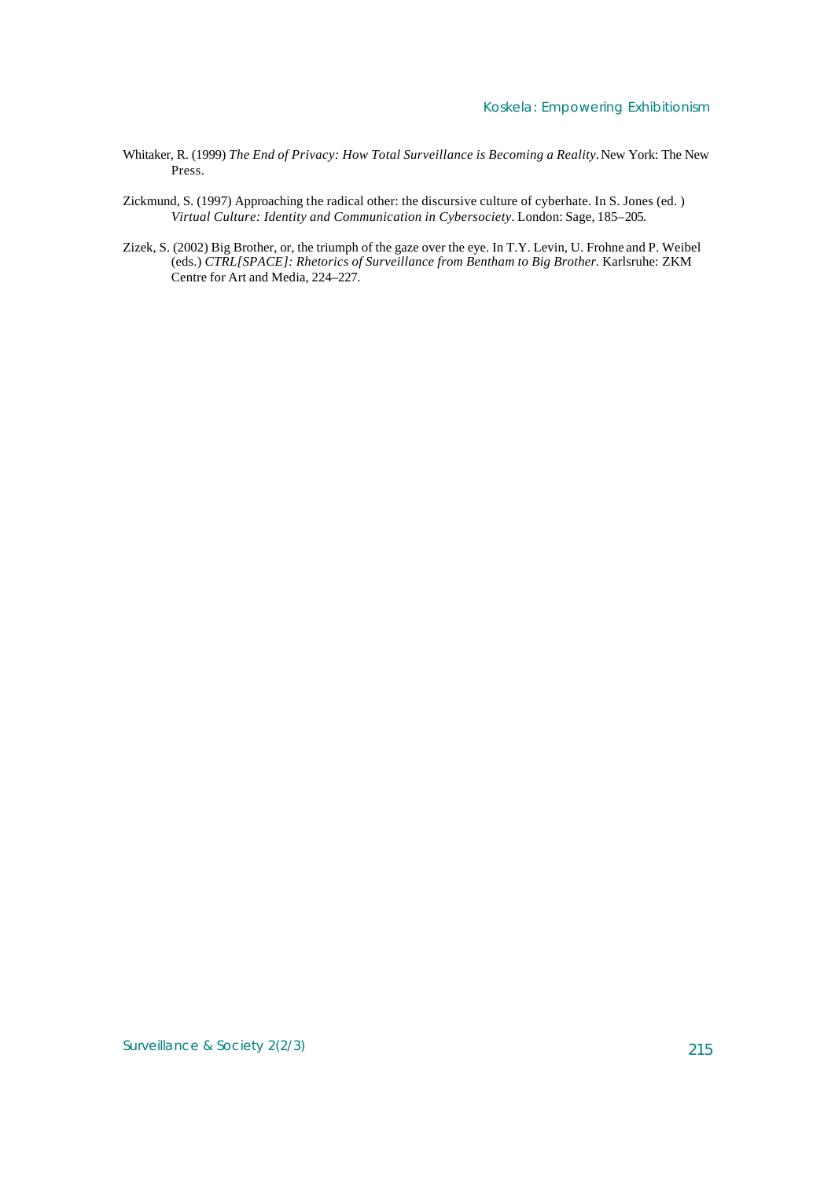Whitaker, R. (1999) *The End of Privacy: How Total Surveillance is Becoming a Reality*. New York: The New Press.

Zickmund, S. (1997) Approaching the radical other: the discursive culture of cyberhate. In S. Jones (ed. ) *Virtual Culture: Identity and Communication in Cybersociety*. London: Sage, 185–205.

Zizek, S. (2002) Big Brother, or, the triumph of the gaze over the eye. In T.Y. Levin, U. Frohne and P. Weibel (eds.) *CTRL[SPACE]: Rhetorics of Surveillance from Bentham to Big Brother*. Karlsruhe: ZKM Centre for Art and Media, 224–227.